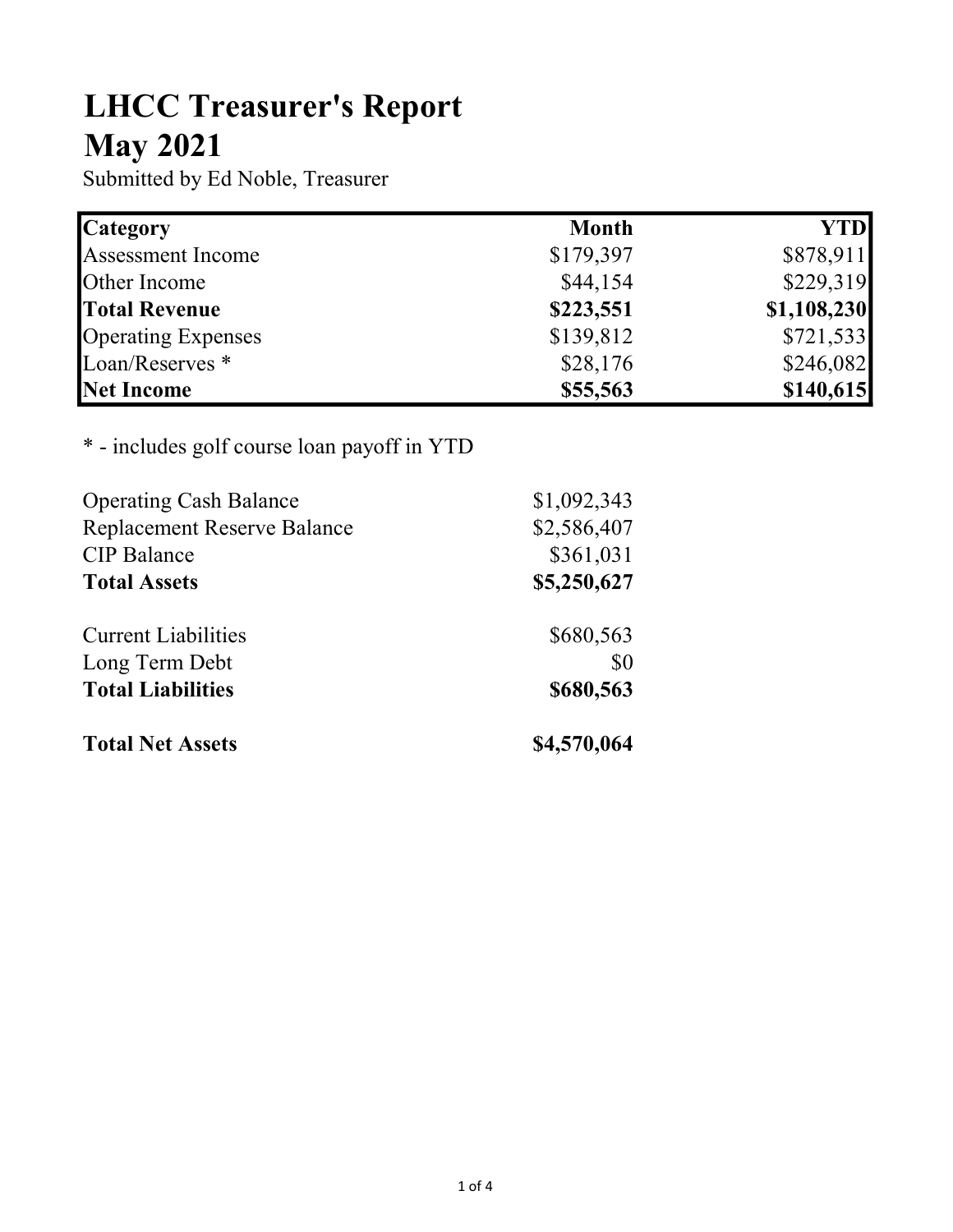# LHCC Treasurer's Report
# May 2021

Submitted by Ed Noble, Treasurer

| Category | Month | YTD |
|---|---:|---:|
| Assessment Income | $179,397 | $878,911 |
| Other Income | $44,154 | $229,319 |
| **Total Revenue** | **$223,551** | **$1,108,230** |
| Operating Expenses | $139,812 | $721,533 |
| Loan/Reserves * | $28,176 | $246,082 |
| **Net Income** | **$55,563** | **$140,615** |

* - includes golf course loan payoff in YTD

| | |
|---|---:|
| Operating Cash Balance | $1,092,343 |
| Replacement Reserve Balance | $2,586,407 |
| CIP Balance | $361,031 |
| **Total Assets** | **$5,250,627** |
| | |
| Current Liabilities | $680,563 |
| Long Term Debt | $0 |
| **Total Liabilities** | **$680,563** |
| | |
| **Total Net Assets** | **$4,570,064** |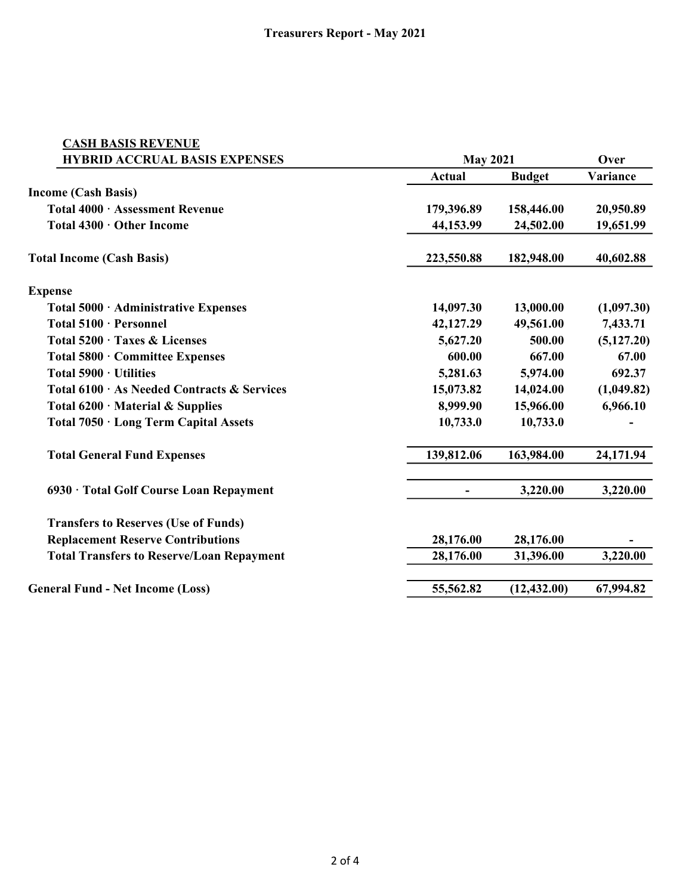# Treasurers Report - May 2021

| CASH BASIS REVENUE<br>HYBRID ACCRUAL BASIS EXPENSES | May 2021 | | Over |
|---|---|---|---|
| | **Actual** | **Budget** | **Variance** |
| **Income (Cash Basis)** | | | |
| **Total 4000 · Assessment Revenue** | **179,396.89** | **158,446.00** | **20,950.89** |
| **Total 4300 · Other Income** | **44,153.99** | **24,502.00** | **19,651.99** |
| **Total Income (Cash Basis)** | **223,550.88** | **182,948.00** | **40,602.88** |
| **Expense** | | | |
| **Total 5000 · Administrative Expenses** | **14,097.30** | **13,000.00** | **(1,097.30)** |
| **Total 5100 · Personnel** | **42,127.29** | **49,561.00** | **7,433.71** |
| **Total 5200 · Taxes & Licenses** | **5,627.20** | **500.00** | **(5,127.20)** |
| **Total 5800 · Committee Expenses** | **600.00** | **667.00** | **67.00** |
| **Total 5900 · Utilities** | **5,281.63** | **5,974.00** | **692.37** |
| **Total 6100 · As Needed Contracts & Services** | **15,073.82** | **14,024.00** | **(1,049.82)** |
| **Total 6200 · Material & Supplies** | **8,999.90** | **15,966.00** | **6,966.10** |
| **Total 7050 · Long Term Capital Assets** | **10,733.0** | **10,733.0** | **-** |
| **Total General Fund Expenses** | **139,812.06** | **163,984.00** | **24,171.94** |
| **6930 · Total Golf Course Loan Repayment** | **-** | **3,220.00** | **3,220.00** |
| **Transfers to Reserves (Use of Funds)** | | | |
| **Replacement Reserve Contributions** | **28,176.00** | **28,176.00** | **-** |
| **Total Transfers to Reserve/Loan Repayment** | **28,176.00** | **31,396.00** | **3,220.00** |
| **General Fund - Net Income (Loss)** | **55,562.82** | **(12,432.00)** | **67,994.82** |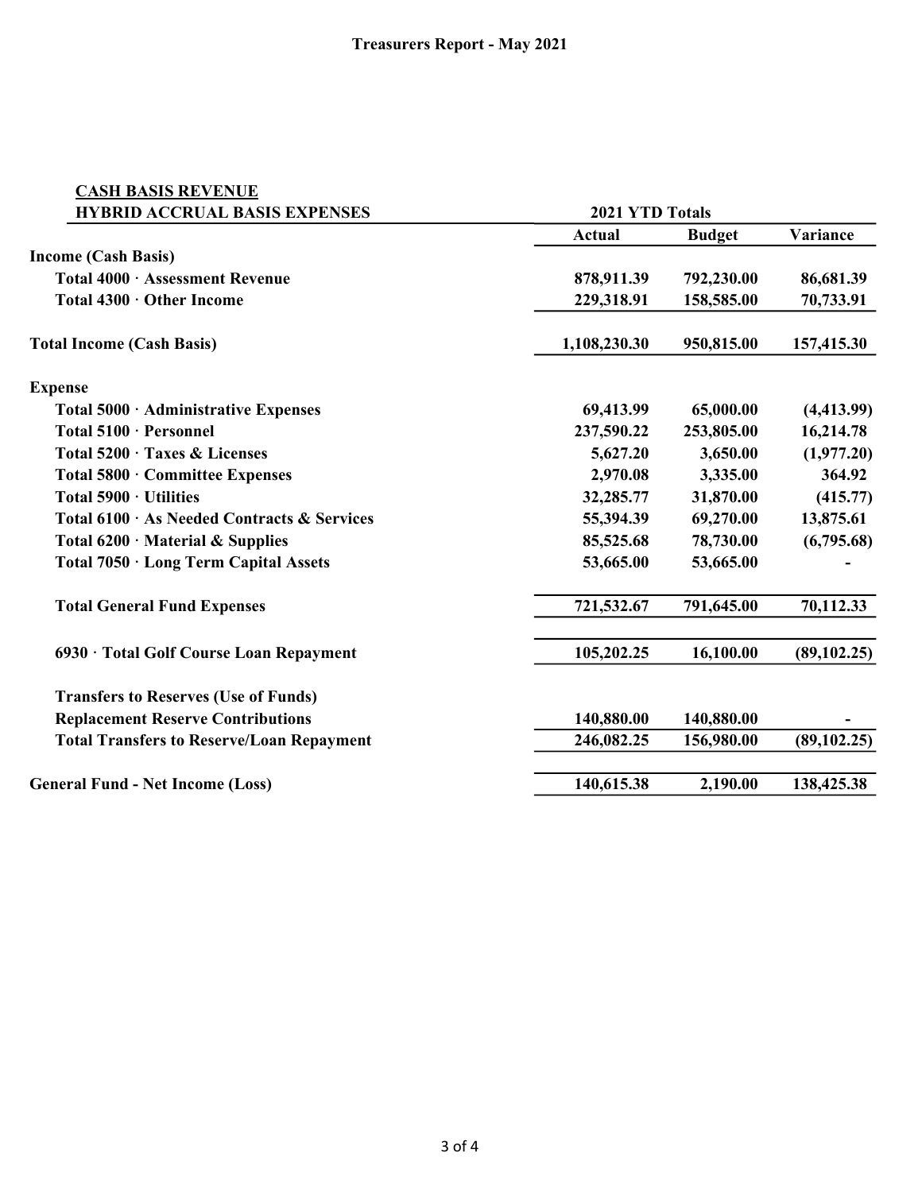# Treasurers Report - May 2021

| **CASH BASIS REVENUE**<br>**HYBRID ACCRUAL BASIS EXPENSES** | **2021 YTD Totals** | | |
|---|---|---|---|
| | **Actual** | **Budget** | **Variance** |
| **Income (Cash Basis)** | | | |
| **Total 4000 · Assessment Revenue** | **878,911.39** | **792,230.00** | **86,681.39** |
| **Total 4300 · Other Income** | **229,318.91** | **158,585.00** | **70,733.91** |
| **Total Income (Cash Basis)** | **1,108,230.30** | **950,815.00** | **157,415.30** |
| **Expense** | | | |
| **Total 5000 · Administrative Expenses** | **69,413.99** | **65,000.00** | **(4,413.99)** |
| **Total 5100 · Personnel** | **237,590.22** | **253,805.00** | **16,214.78** |
| **Total 5200 · Taxes & Licenses** | **5,627.20** | **3,650.00** | **(1,977.20)** |
| **Total 5800 · Committee Expenses** | **2,970.08** | **3,335.00** | **364.92** |
| **Total 5900 · Utilities** | **32,285.77** | **31,870.00** | **(415.77)** |
| **Total 6100 · As Needed Contracts & Services** | **55,394.39** | **69,270.00** | **13,875.61** |
| **Total 6200 · Material & Supplies** | **85,525.68** | **78,730.00** | **(6,795.68)** |
| **Total 7050 · Long Term Capital Assets** | **53,665.00** | **53,665.00** | **-** |
| **Total General Fund Expenses** | **721,532.67** | **791,645.00** | **70,112.33** |
| **6930 · Total Golf Course Loan Repayment** | **105,202.25** | **16,100.00** | **(89,102.25)** |
| **Transfers to Reserves (Use of Funds)** | | | |
| **Replacement Reserve Contributions** | **140,880.00** | **140,880.00** | **-** |
| **Total Transfers to Reserve/Loan Repayment** | **246,082.25** | **156,980.00** | **(89,102.25)** |
| **General Fund - Net Income (Loss)** | **140,615.38** | **2,190.00** | **138,425.38** |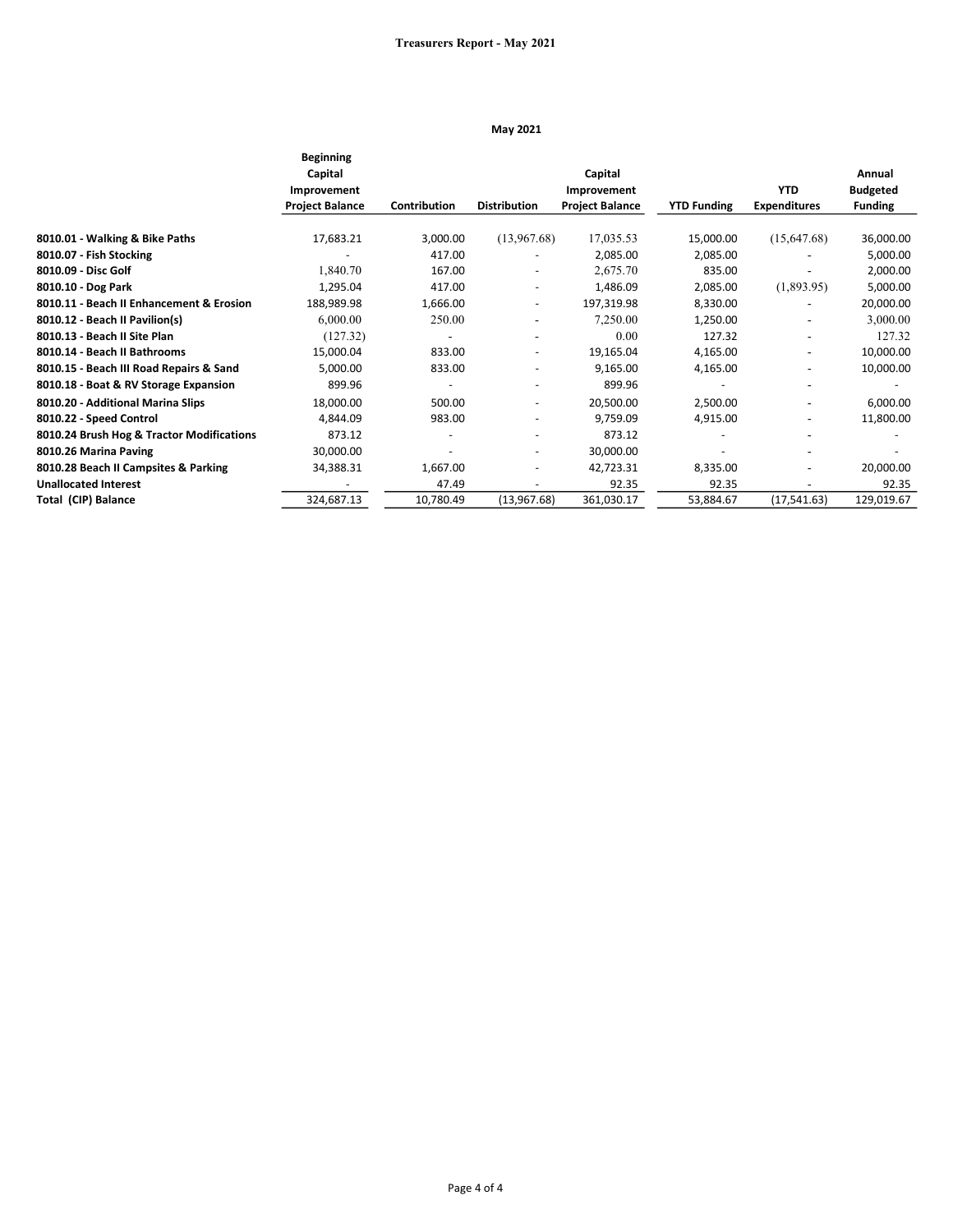# Treasurers Report - May 2021

## May 2021

| | Beginning Capital Improvement Project Balance | Contribution | Distribution | Capital Improvement Project Balance | YTD Funding | YTD Expenditures | Annual Budgeted Funding |
|---|---|---|---|---|---|---|---|
| **8010.01 - Walking & Bike Paths** | 17,683.21 | 3,000.00 | (13,967.68) | 17,035.53 | 15,000.00 | (15,647.68) | 36,000.00 |
| **8010.07 - Fish Stocking** | - | 417.00 | - | 2,085.00 | 2,085.00 | - | 5,000.00 |
| **8010.09 - Disc Golf** | 1,840.70 | 167.00 | - | 2,675.70 | 835.00 | - | 2,000.00 |
| **8010.10 - Dog Park** | 1,295.04 | 417.00 | - | 1,486.09 | 2,085.00 | (1,893.95) | 5,000.00 |
| **8010.11 - Beach II Enhancement & Erosion** | 188,989.98 | 1,666.00 | - | 197,319.98 | 8,330.00 | - | 20,000.00 |
| **8010.12 - Beach II Pavilion(s)** | 6,000.00 | 250.00 | - | 7,250.00 | 1,250.00 | - | 3,000.00 |
| **8010.13 - Beach II Site Plan** | (127.32) | - | - | 0.00 | 127.32 | - | 127.32 |
| **8010.14 - Beach II Bathrooms** | 15,000.04 | 833.00 | - | 19,165.04 | 4,165.00 | - | 10,000.00 |
| **8010.15 - Beach III Road Repairs & Sand** | 5,000.00 | 833.00 | - | 9,165.00 | 4,165.00 | - | 10,000.00 |
| **8010.18 - Boat & RV Storage Expansion** | 899.96 | - | - | 899.96 | - | - | - |
| **8010.20 - Additional Marina Slips** | 18,000.00 | 500.00 | - | 20,500.00 | 2,500.00 | - | 6,000.00 |
| **8010.22 - Speed Control** | 4,844.09 | 983.00 | - | 9,759.09 | 4,915.00 | - | 11,800.00 |
| **8010.24 Brush Hog & Tractor Modifications** | 873.12 | - | - | 873.12 | - | - | - |
| **8010.26 Marina Paving** | 30,000.00 | - | - | 30,000.00 | - | - | - |
| **8010.28 Beach II Campsites & Parking** | 34,388.31 | 1,667.00 | - | 42,723.31 | 8,335.00 | - | 20,000.00 |
| **Unallocated Interest** | - | 47.49 | - | 92.35 | 92.35 | - | 92.35 |
| **Total (CIP) Balance** | 324,687.13 | 10,780.49 | (13,967.68) | 361,030.17 | 53,884.67 | (17,541.63) | 129,019.67 |